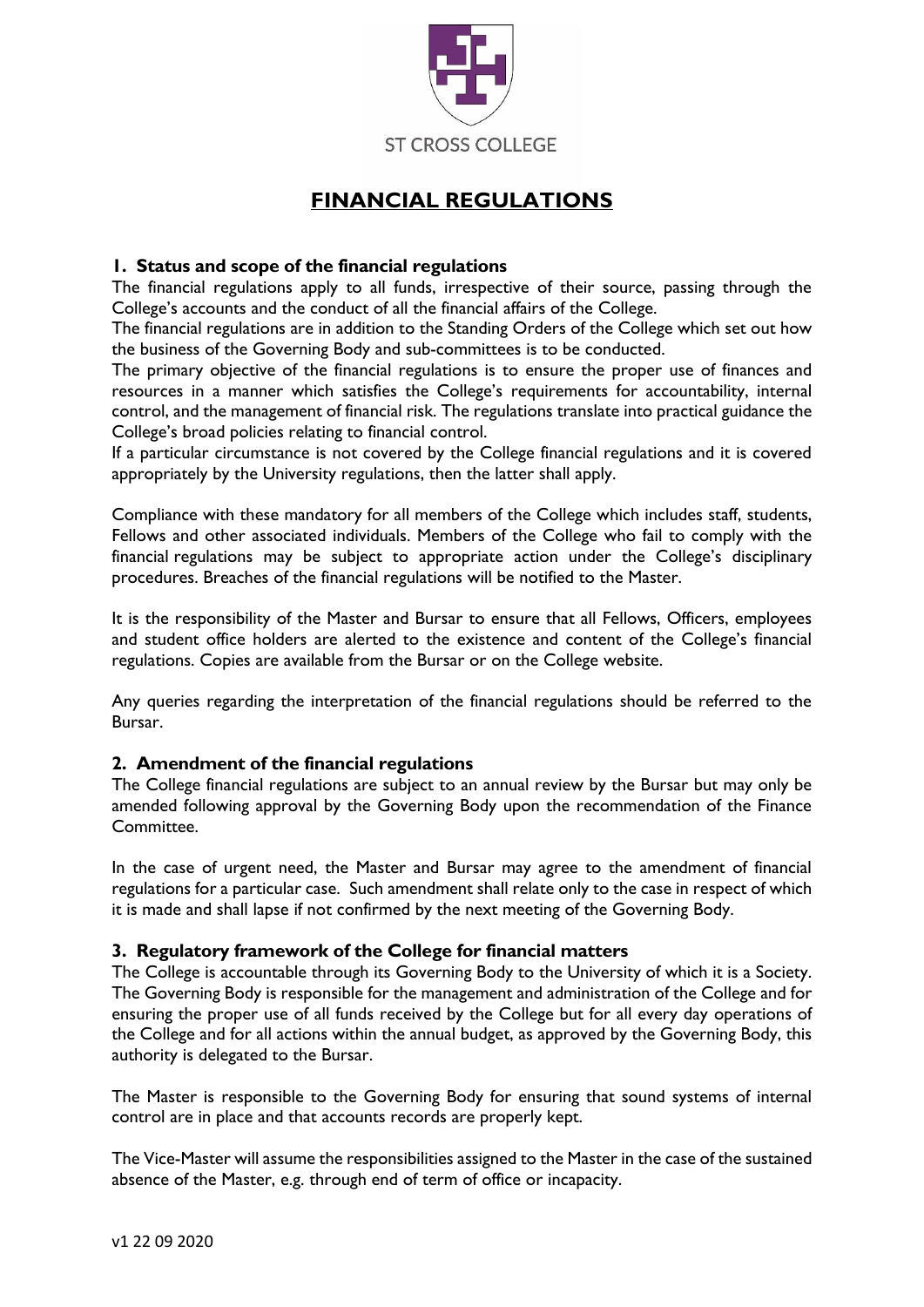ST CROSS COLLEGE

# FINANCIAL REGULATIONS

## 1. Status and scope of the financial regulations

The financial regulations apply to all funds, irrespective of their source, passing through the College's accounts and the conduct of all the financial affairs of the College.

The financial regulations are in addition to the Standing Orders of the College which set out how the business of the Governing Body and sub-committees is to be conducted.

The primary objective of the financial regulations is to ensure the proper use of finances and resources in a manner which satisfies the College's requirements for accountability, internal control, and the management of financial risk. The regulations translate into practical guidance the College's broad policies relating to financial control.

If a particular circumstance is not covered by the College financial regulations and it is covered appropriately by the University regulations, then the latter shall apply.

Compliance with these mandatory for all members of the College which includes staff, students, Fellows and other associated individuals. Members of the College who fail to comply with the financial regulations may be subject to appropriate action under the College's disciplinary procedures. Breaches of the financial regulations will be notified to the Master.

It is the responsibility of the Master and Bursar to ensure that all Fellows, Officers, employees and student office holders are alerted to the existence and content of the College's financial regulations. Copies are available from the Bursar or on the College website.

Any queries regarding the interpretation of the financial regulations should be referred to the Bursar.

## 2. Amendment of the financial regulations

The College financial regulations are subject to an annual review by the Bursar but may only be amended following approval by the Governing Body upon the recommendation of the Finance Committee.

In the case of urgent need, the Master and Bursar may agree to the amendment of financial regulations for a particular case. Such amendment shall relate only to the case in respect of which it is made and shall lapse if not confirmed by the next meeting of the Governing Body.

## 3. Regulatory framework of the College for financial matters

The College is accountable through its Governing Body to the University of which it is a Society. The Governing Body is responsible for the management and administration of the College and for ensuring the proper use of all funds received by the College but for all every day operations of the College and for all actions within the annual budget, as approved by the Governing Body, this authority is delegated to the Bursar.

The Master is responsible to the Governing Body for ensuring that sound systems of internal control are in place and that accounts records are properly kept.

The Vice-Master will assume the responsibilities assigned to the Master in the case of the sustained absence of the Master, e.g. through end of term of office or incapacity.

v1 22 09 2020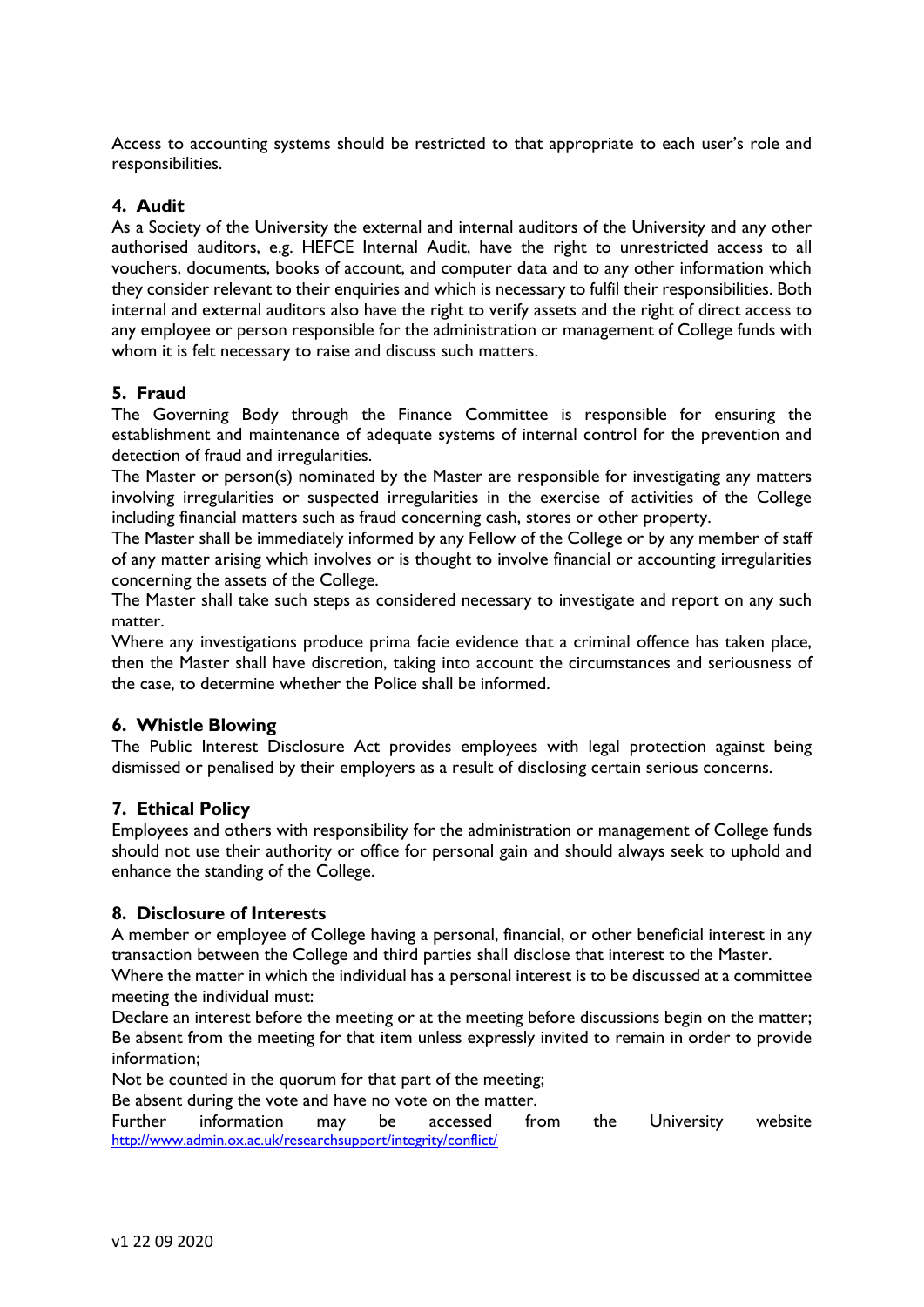Access to accounting systems should be restricted to that appropriate to each user's role and responsibilities.

## 4. Audit

As a Society of the University the external and internal auditors of the University and any other authorised auditors, e.g. HEFCE Internal Audit, have the right to unrestricted access to all vouchers, documents, books of account, and computer data and to any other information which they consider relevant to their enquiries and which is necessary to fulfil their responsibilities. Both internal and external auditors also have the right to verify assets and the right of direct access to any employee or person responsible for the administration or management of College funds with whom it is felt necessary to raise and discuss such matters.

## 5. Fraud

The Governing Body through the Finance Committee is responsible for ensuring the establishment and maintenance of adequate systems of internal control for the prevention and detection of fraud and irregularities.

The Master or person(s) nominated by the Master are responsible for investigating any matters involving irregularities or suspected irregularities in the exercise of activities of the College including financial matters such as fraud concerning cash, stores or other property.

The Master shall be immediately informed by any Fellow of the College or by any member of staff of any matter arising which involves or is thought to involve financial or accounting irregularities concerning the assets of the College.

The Master shall take such steps as considered necessary to investigate and report on any such matter.

Where any investigations produce prima facie evidence that a criminal offence has taken place, then the Master shall have discretion, taking into account the circumstances and seriousness of the case, to determine whether the Police shall be informed.

## 6. Whistle Blowing

The Public Interest Disclosure Act provides employees with legal protection against being dismissed or penalised by their employers as a result of disclosing certain serious concerns.

## 7. Ethical Policy

Employees and others with responsibility for the administration or management of College funds should not use their authority or office for personal gain and should always seek to uphold and enhance the standing of the College.

## 8. Disclosure of Interests

A member or employee of College having a personal, financial, or other beneficial interest in any transaction between the College and third parties shall disclose that interest to the Master.

Where the matter in which the individual has a personal interest is to be discussed at a committee meeting the individual must:

Declare an interest before the meeting or at the meeting before discussions begin on the matter;
Be absent from the meeting for that item unless expressly invited to remain in order to provide information;

Not be counted in the quorum for that part of the meeting;

Be absent during the vote and have no vote on the matter.

Further information may be accessed from the University website http://www.admin.ox.ac.uk/researchsupport/integrity/conflict/

v1 22 09 2020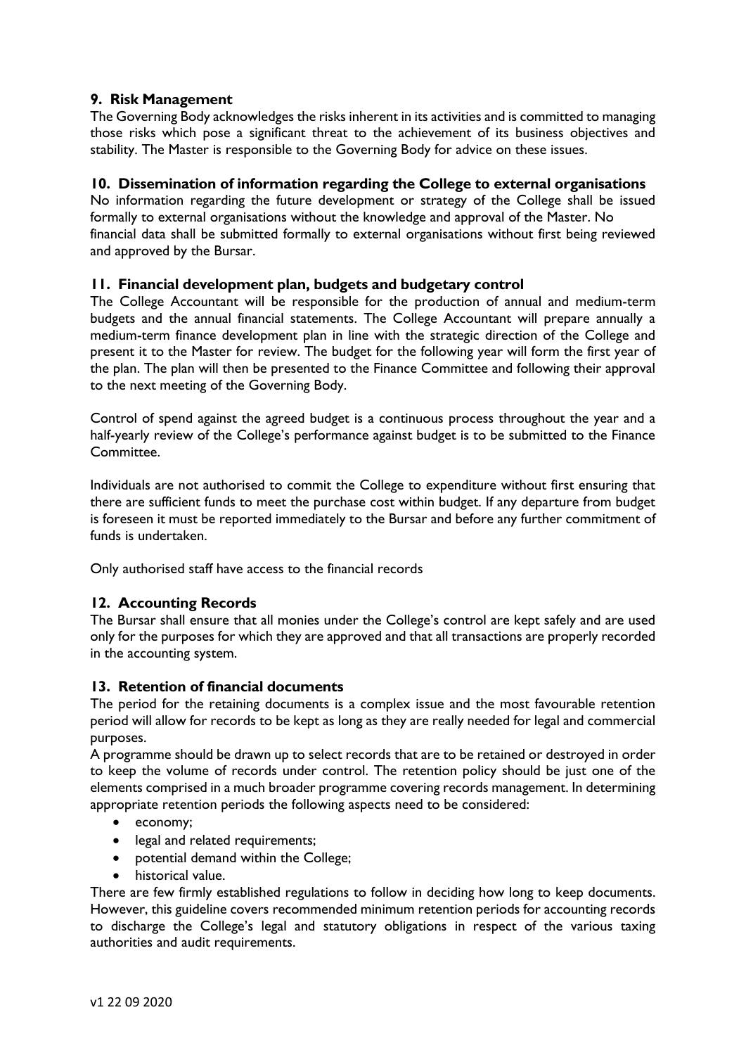**9. Risk Management**

The Governing Body acknowledges the risks inherent in its activities and is committed to managing those risks which pose a significant threat to the achievement of its business objectives and stability. The Master is responsible to the Governing Body for advice on these issues.

**10. Dissemination of information regarding the College to external organisations**

No information regarding the future development or strategy of the College shall be issued formally to external organisations without the knowledge and approval of the Master. No financial data shall be submitted formally to external organisations without first being reviewed and approved by the Bursar.

**11. Financial development plan, budgets and budgetary control**

The College Accountant will be responsible for the production of annual and medium-term budgets and the annual financial statements. The College Accountant will prepare annually a medium-term finance development plan in line with the strategic direction of the College and present it to the Master for review. The budget for the following year will form the first year of the plan. The plan will then be presented to the Finance Committee and following their approval to the next meeting of the Governing Body.

Control of spend against the agreed budget is a continuous process throughout the year and a half-yearly review of the College's performance against budget is to be submitted to the Finance Committee.

Individuals are not authorised to commit the College to expenditure without first ensuring that there are sufficient funds to meet the purchase cost within budget. If any departure from budget is foreseen it must be reported immediately to the Bursar and before any further commitment of funds is undertaken.

Only authorised staff have access to the financial records

**12. Accounting Records**

The Bursar shall ensure that all monies under the College's control are kept safely and are used only for the purposes for which they are approved and that all transactions are properly recorded in the accounting system.

**13. Retention of financial documents**

The period for the retaining documents is a complex issue and the most favourable retention period will allow for records to be kept as long as they are really needed for legal and commercial purposes.

A programme should be drawn up to select records that are to be retained or destroyed in order to keep the volume of records under control. The retention policy should be just one of the elements comprised in a much broader programme covering records management. In determining appropriate retention periods the following aspects need to be considered:

- economy;
- legal and related requirements;
- potential demand within the College;
- historical value.

There are few firmly established regulations to follow in deciding how long to keep documents. However, this guideline covers recommended minimum retention periods for accounting records to discharge the College's legal and statutory obligations in respect of the various taxing authorities and audit requirements.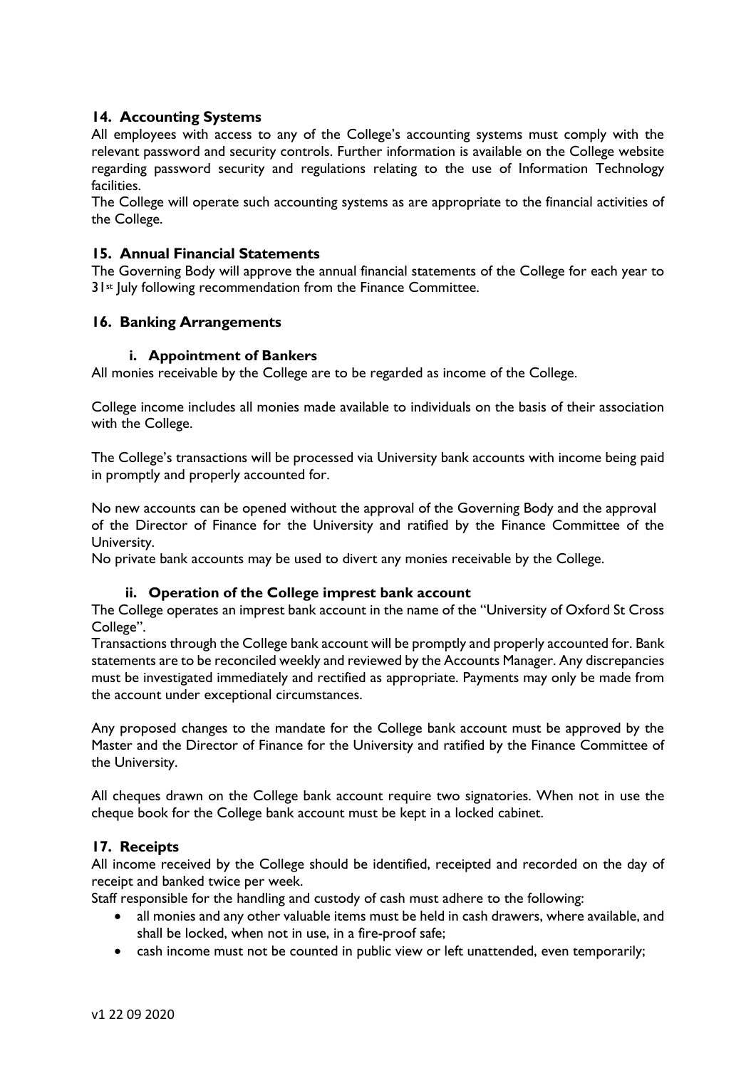## 14. Accounting Systems

All employees with access to any of the College's accounting systems must comply with the relevant password and security controls. Further information is available on the College website regarding password security and regulations relating to the use of Information Technology facilities.

The College will operate such accounting systems as are appropriate to the financial activities of the College.

## 15. Annual Financial Statements

The Governing Body will approve the annual financial statements of the College for each year to 31st July following recommendation from the Finance Committee.

## 16. Banking Arrangements

### i. Appointment of Bankers

All monies receivable by the College are to be regarded as income of the College.

College income includes all monies made available to individuals on the basis of their association with the College.

The College's transactions will be processed via University bank accounts with income being paid in promptly and properly accounted for.

No new accounts can be opened without the approval of the Governing Body and the approval of the Director of Finance for the University and ratified by the Finance Committee of the University.

No private bank accounts may be used to divert any monies receivable by the College.

### ii. Operation of the College imprest bank account

The College operates an imprest bank account in the name of the "University of Oxford St Cross College".

Transactions through the College bank account will be promptly and properly accounted for. Bank statements are to be reconciled weekly and reviewed by the Accounts Manager. Any discrepancies must be investigated immediately and rectified as appropriate. Payments may only be made from the account under exceptional circumstances.

Any proposed changes to the mandate for the College bank account must be approved by the Master and the Director of Finance for the University and ratified by the Finance Committee of the University.

All cheques drawn on the College bank account require two signatories. When not in use the cheque book for the College bank account must be kept in a locked cabinet.

## 17. Receipts

All income received by the College should be identified, receipted and recorded on the day of receipt and banked twice per week.

Staff responsible for the handling and custody of cash must adhere to the following:

- all monies and any other valuable items must be held in cash drawers, where available, and shall be locked, when not in use, in a fire-proof safe;
- cash income must not be counted in public view or left unattended, even temporarily;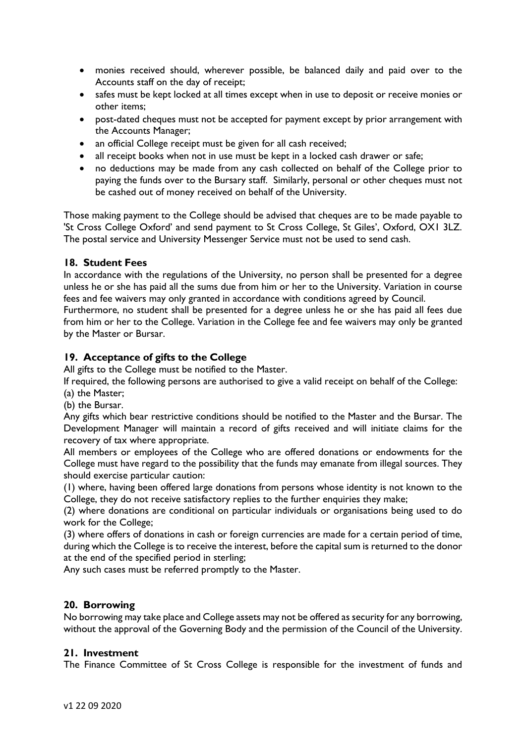- monies received should, wherever possible, be balanced daily and paid over to the Accounts staff on the day of receipt;
- safes must be kept locked at all times except when in use to deposit or receive monies or other items;
- post-dated cheques must not be accepted for payment except by prior arrangement with the Accounts Manager;
- an official College receipt must be given for all cash received;
- all receipt books when not in use must be kept in a locked cash drawer or safe;
- no deductions may be made from any cash collected on behalf of the College prior to paying the funds over to the Bursary staff. Similarly, personal or other cheques must not be cashed out of money received on behalf of the University.

Those making payment to the College should be advised that cheques are to be made payable to 'St Cross College Oxford' and send payment to St Cross College, St Giles', Oxford, OX1 3LZ. The postal service and University Messenger Service must not be used to send cash.

## 18. Student Fees

In accordance with the regulations of the University, no person shall be presented for a degree unless he or she has paid all the sums due from him or her to the University. Variation in course fees and fee waivers may only granted in accordance with conditions agreed by Council.

Furthermore, no student shall be presented for a degree unless he or she has paid all fees due from him or her to the College. Variation in the College fee and fee waivers may only be granted by the Master or Bursar.

## 19. Acceptance of gifts to the College

All gifts to the College must be notified to the Master.

If required, the following persons are authorised to give a valid receipt on behalf of the College:

(a) the Master;

(b) the Bursar.

Any gifts which bear restrictive conditions should be notified to the Master and the Bursar. The Development Manager will maintain a record of gifts received and will initiate claims for the recovery of tax where appropriate.

All members or employees of the College who are offered donations or endowments for the College must have regard to the possibility that the funds may emanate from illegal sources. They should exercise particular caution:

(1) where, having been offered large donations from persons whose identity is not known to the College, they do not receive satisfactory replies to the further enquiries they make;

(2) where donations are conditional on particular individuals or organisations being used to do work for the College;

(3) where offers of donations in cash or foreign currencies are made for a certain period of time, during which the College is to receive the interest, before the capital sum is returned to the donor at the end of the specified period in sterling;

Any such cases must be referred promptly to the Master.

## 20. Borrowing

No borrowing may take place and College assets may not be offered as security for any borrowing, without the approval of the Governing Body and the permission of the Council of the University.

## 21. Investment

The Finance Committee of St Cross College is responsible for the investment of funds and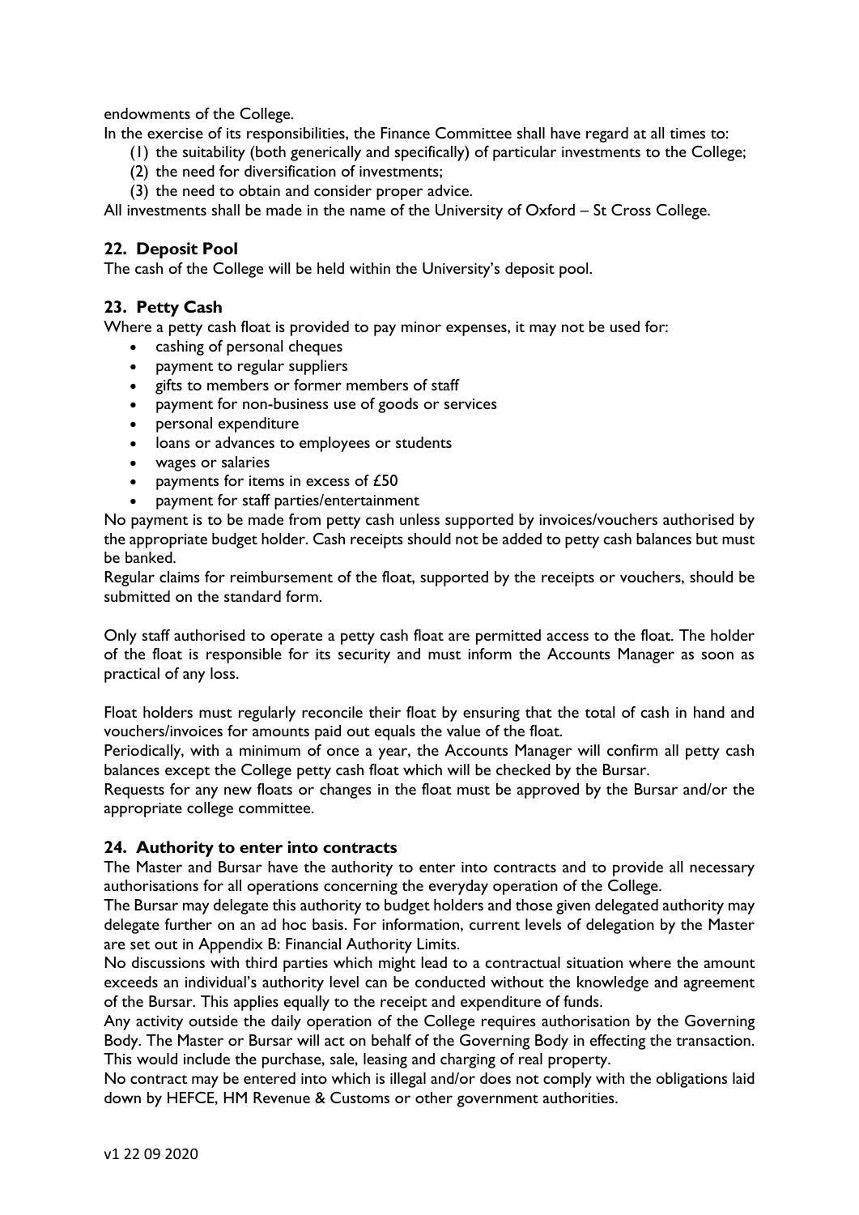endowments of the College.

In the exercise of its responsibilities, the Finance Committee shall have regard at all times to:

(1) the suitability (both generically and specifically) of particular investments to the College;
(2) the need for diversification of investments;
(3) the need to obtain and consider proper advice.

All investments shall be made in the name of the University of Oxford – St Cross College.

## 22. Deposit Pool

The cash of the College will be held within the University's deposit pool.

## 23. Petty Cash

Where a petty cash float is provided to pay minor expenses, it may not be used for:

- cashing of personal cheques
- payment to regular suppliers
- gifts to members or former members of staff
- payment for non-business use of goods or services
- personal expenditure
- loans or advances to employees or students
- wages or salaries
- payments for items in excess of £50
- payment for staff parties/entertainment

No payment is to be made from petty cash unless supported by invoices/vouchers authorised by the appropriate budget holder. Cash receipts should not be added to petty cash balances but must be banked.

Regular claims for reimbursement of the float, supported by the receipts or vouchers, should be submitted on the standard form.

Only staff authorised to operate a petty cash float are permitted access to the float. The holder of the float is responsible for its security and must inform the Accounts Manager as soon as practical of any loss.

Float holders must regularly reconcile their float by ensuring that the total of cash in hand and vouchers/invoices for amounts paid out equals the value of the float.

Periodically, with a minimum of once a year, the Accounts Manager will confirm all petty cash balances except the College petty cash float which will be checked by the Bursar.

Requests for any new floats or changes in the float must be approved by the Bursar and/or the appropriate college committee.

## 24. Authority to enter into contracts

The Master and Bursar have the authority to enter into contracts and to provide all necessary authorisations for all operations concerning the everyday operation of the College.

The Bursar may delegate this authority to budget holders and those given delegated authority may delegate further on an ad hoc basis. For information, current levels of delegation by the Master are set out in Appendix B: Financial Authority Limits.

No discussions with third parties which might lead to a contractual situation where the amount exceeds an individual's authority level can be conducted without the knowledge and agreement of the Bursar. This applies equally to the receipt and expenditure of funds.

Any activity outside the daily operation of the College requires authorisation by the Governing Body. The Master or Bursar will act on behalf of the Governing Body in effecting the transaction. This would include the purchase, sale, leasing and charging of real property.

No contract may be entered into which is illegal and/or does not comply with the obligations laid down by HEFCE, HM Revenue & Customs or other government authorities.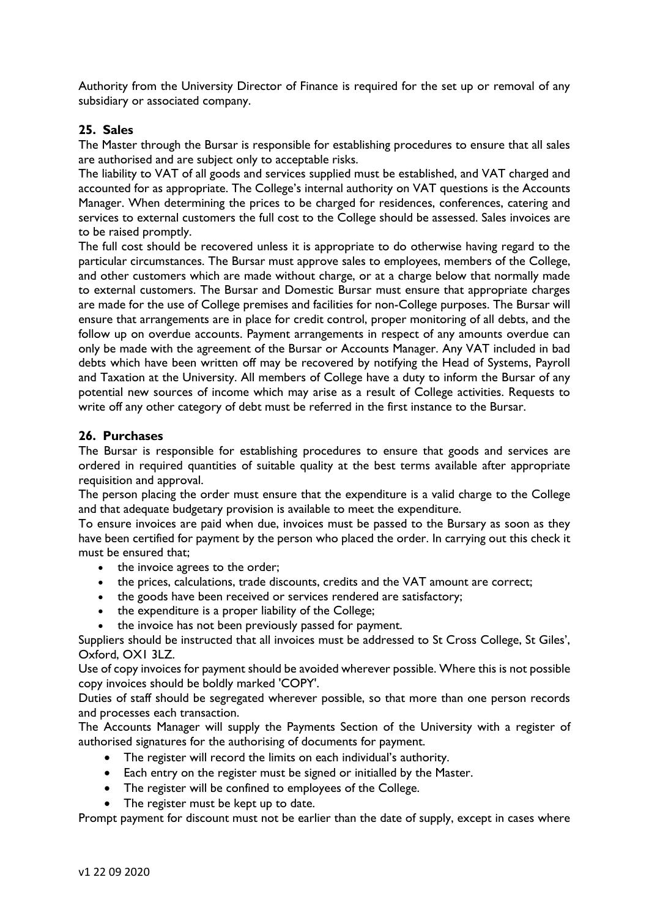Authority from the University Director of Finance is required for the set up or removal of any subsidiary or associated company.

## 25. Sales

The Master through the Bursar is responsible for establishing procedures to ensure that all sales are authorised and are subject only to acceptable risks.

The liability to VAT of all goods and services supplied must be established, and VAT charged and accounted for as appropriate. The College's internal authority on VAT questions is the Accounts Manager. When determining the prices to be charged for residences, conferences, catering and services to external customers the full cost to the College should be assessed. Sales invoices are to be raised promptly.

The full cost should be recovered unless it is appropriate to do otherwise having regard to the particular circumstances. The Bursar must approve sales to employees, members of the College, and other customers which are made without charge, or at a charge below that normally made to external customers. The Bursar and Domestic Bursar must ensure that appropriate charges are made for the use of College premises and facilities for non-College purposes. The Bursar will ensure that arrangements are in place for credit control, proper monitoring of all debts, and the follow up on overdue accounts. Payment arrangements in respect of any amounts overdue can only be made with the agreement of the Bursar or Accounts Manager. Any VAT included in bad debts which have been written off may be recovered by notifying the Head of Systems, Payroll and Taxation at the University. All members of College have a duty to inform the Bursar of any potential new sources of income which may arise as a result of College activities. Requests to write off any other category of debt must be referred in the first instance to the Bursar.

## 26. Purchases

The Bursar is responsible for establishing procedures to ensure that goods and services are ordered in required quantities of suitable quality at the best terms available after appropriate requisition and approval.

The person placing the order must ensure that the expenditure is a valid charge to the College and that adequate budgetary provision is available to meet the expenditure.

To ensure invoices are paid when due, invoices must be passed to the Bursary as soon as they have been certified for payment by the person who placed the order. In carrying out this check it must be ensured that;

- the invoice agrees to the order;
- the prices, calculations, trade discounts, credits and the VAT amount are correct;
- the goods have been received or services rendered are satisfactory;
- the expenditure is a proper liability of the College;
- the invoice has not been previously passed for payment.

Suppliers should be instructed that all invoices must be addressed to St Cross College, St Giles', Oxford, OX1 3LZ.

Use of copy invoices for payment should be avoided wherever possible. Where this is not possible copy invoices should be boldly marked 'COPY'.

Duties of staff should be segregated wherever possible, so that more than one person records and processes each transaction.

The Accounts Manager will supply the Payments Section of the University with a register of authorised signatures for the authorising of documents for payment.

- The register will record the limits on each individual's authority.
- Each entry on the register must be signed or initialled by the Master.
- The register will be confined to employees of the College.
- The register must be kept up to date.

Prompt payment for discount must not be earlier than the date of supply, except in cases where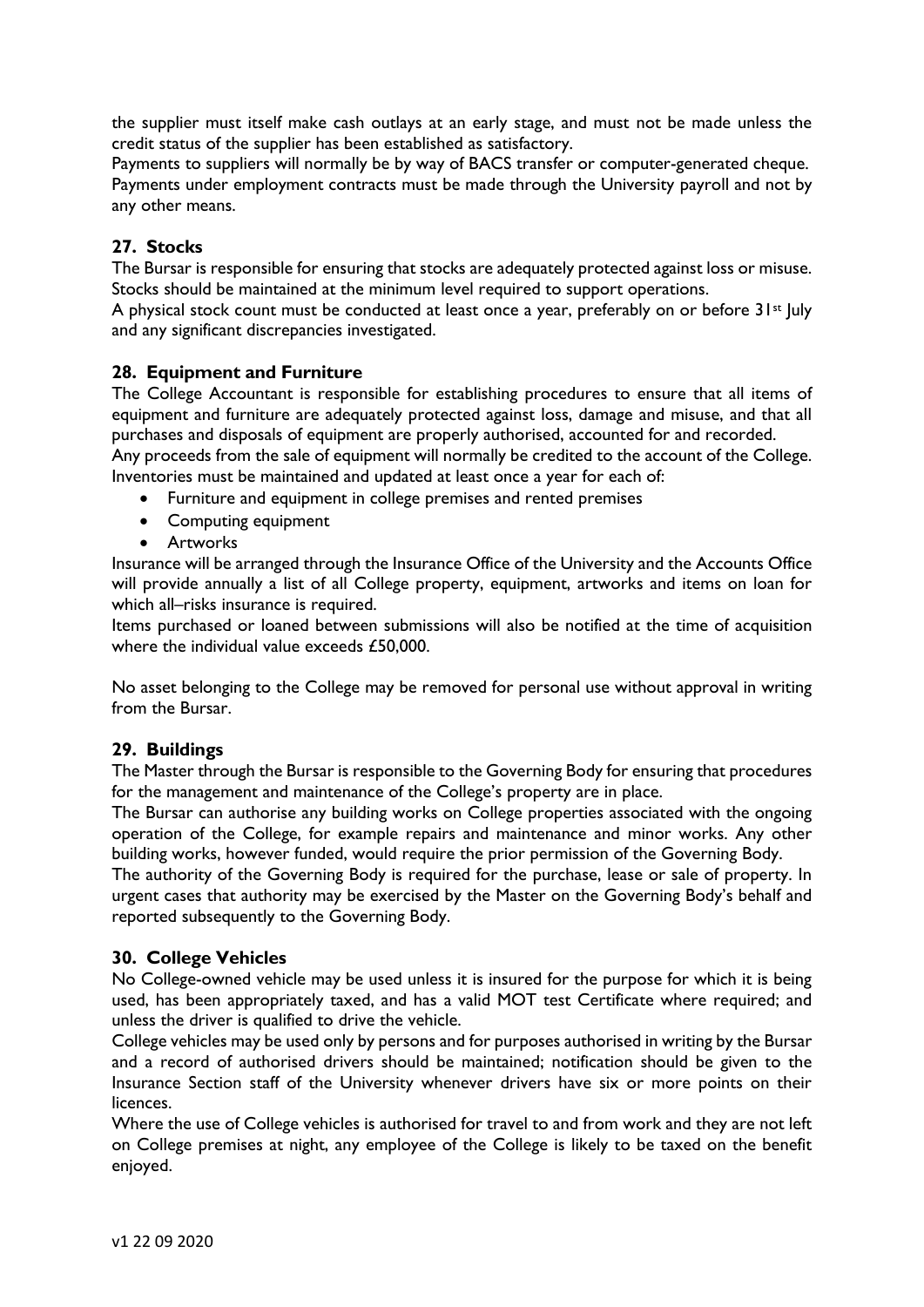the supplier must itself make cash outlays at an early stage, and must not be made unless the credit status of the supplier has been established as satisfactory.

Payments to suppliers will normally be by way of BACS transfer or computer-generated cheque.

Payments under employment contracts must be made through the University payroll and not by any other means.

## 27. Stocks

The Bursar is responsible for ensuring that stocks are adequately protected against loss or misuse. Stocks should be maintained at the minimum level required to support operations.

A physical stock count must be conducted at least once a year, preferably on or before 31st July and any significant discrepancies investigated.

## 28. Equipment and Furniture

The College Accountant is responsible for establishing procedures to ensure that all items of equipment and furniture are adequately protected against loss, damage and misuse, and that all purchases and disposals of equipment are properly authorised, accounted for and recorded.

Any proceeds from the sale of equipment will normally be credited to the account of the College.

Inventories must be maintained and updated at least once a year for each of:

- Furniture and equipment in college premises and rented premises
- Computing equipment
- Artworks

Insurance will be arranged through the Insurance Office of the University and the Accounts Office will provide annually a list of all College property, equipment, artworks and items on loan for which all–risks insurance is required.

Items purchased or loaned between submissions will also be notified at the time of acquisition where the individual value exceeds £50,000.

No asset belonging to the College may be removed for personal use without approval in writing from the Bursar.

## 29. Buildings

The Master through the Bursar is responsible to the Governing Body for ensuring that procedures for the management and maintenance of the College's property are in place.

The Bursar can authorise any building works on College properties associated with the ongoing operation of the College, for example repairs and maintenance and minor works. Any other building works, however funded, would require the prior permission of the Governing Body.

The authority of the Governing Body is required for the purchase, lease or sale of property. In urgent cases that authority may be exercised by the Master on the Governing Body's behalf and reported subsequently to the Governing Body.

## 30. College Vehicles

No College-owned vehicle may be used unless it is insured for the purpose for which it is being used, has been appropriately taxed, and has a valid MOT test Certificate where required; and unless the driver is qualified to drive the vehicle.

College vehicles may be used only by persons and for purposes authorised in writing by the Bursar and a record of authorised drivers should be maintained; notification should be given to the Insurance Section staff of the University whenever drivers have six or more points on their licences.

Where the use of College vehicles is authorised for travel to and from work and they are not left on College premises at night, any employee of the College is likely to be taxed on the benefit enjoyed.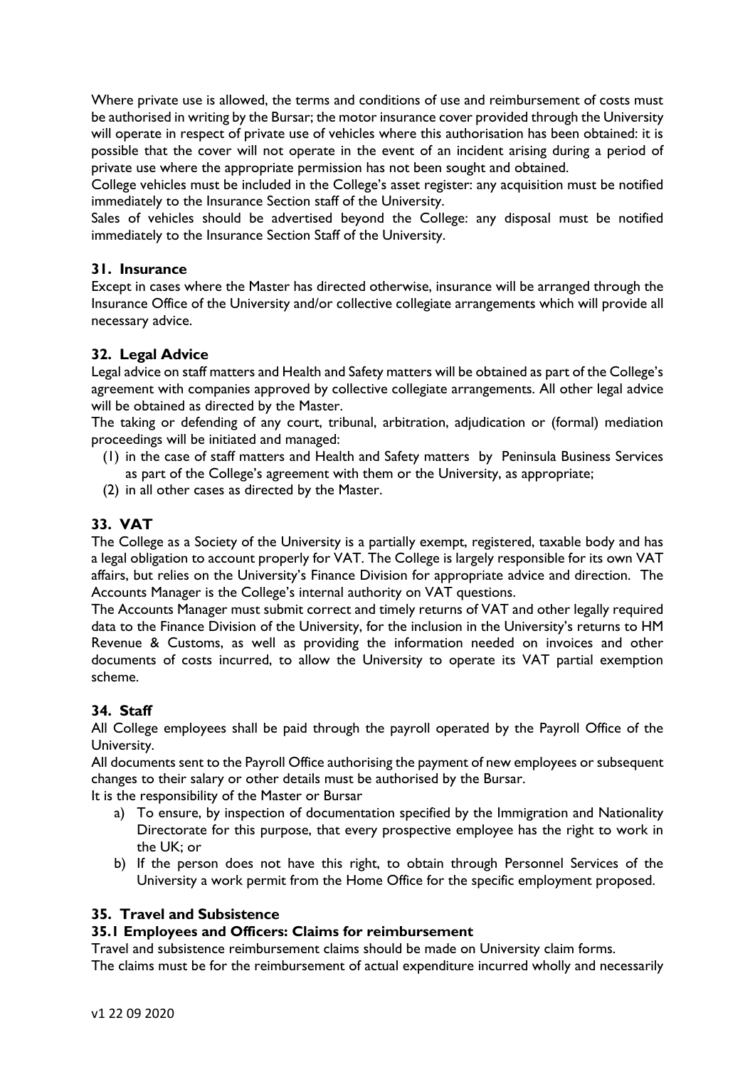Where private use is allowed, the terms and conditions of use and reimbursement of costs must be authorised in writing by the Bursar; the motor insurance cover provided through the University will operate in respect of private use of vehicles where this authorisation has been obtained: it is possible that the cover will not operate in the event of an incident arising during a period of private use where the appropriate permission has not been sought and obtained.

College vehicles must be included in the College's asset register: any acquisition must be notified immediately to the Insurance Section staff of the University.

Sales of vehicles should be advertised beyond the College: any disposal must be notified immediately to the Insurance Section Staff of the University.

## 31. Insurance

Except in cases where the Master has directed otherwise, insurance will be arranged through the Insurance Office of the University and/or collective collegiate arrangements which will provide all necessary advice.

## 32. Legal Advice

Legal advice on staff matters and Health and Safety matters will be obtained as part of the College's agreement with companies approved by collective collegiate arrangements. All other legal advice will be obtained as directed by the Master.

The taking or defending of any court, tribunal, arbitration, adjudication or (formal) mediation proceedings will be initiated and managed:

(1) in the case of staff matters and Health and Safety matters by Peninsula Business Services as part of the College's agreement with them or the University, as appropriate;
(2) in all other cases as directed by the Master.

## 33. VAT

The College as a Society of the University is a partially exempt, registered, taxable body and has a legal obligation to account properly for VAT. The College is largely responsible for its own VAT affairs, but relies on the University's Finance Division for appropriate advice and direction. The Accounts Manager is the College's internal authority on VAT questions.

The Accounts Manager must submit correct and timely returns of VAT and other legally required data to the Finance Division of the University, for the inclusion in the University's returns to HM Revenue & Customs, as well as providing the information needed on invoices and other documents of costs incurred, to allow the University to operate its VAT partial exemption scheme.

## 34. Staff

All College employees shall be paid through the payroll operated by the Payroll Office of the University.

All documents sent to the Payroll Office authorising the payment of new employees or subsequent changes to their salary or other details must be authorised by the Bursar.

It is the responsibility of the Master or Bursar

a) To ensure, by inspection of documentation specified by the Immigration and Nationality Directorate for this purpose, that every prospective employee has the right to work in the UK; or
b) If the person does not have this right, to obtain through Personnel Services of the University a work permit from the Home Office for the specific employment proposed.

## 35. Travel and Subsistence

### 35.1 Employees and Officers: Claims for reimbursement

Travel and subsistence reimbursement claims should be made on University claim forms.

The claims must be for the reimbursement of actual expenditure incurred wholly and necessarily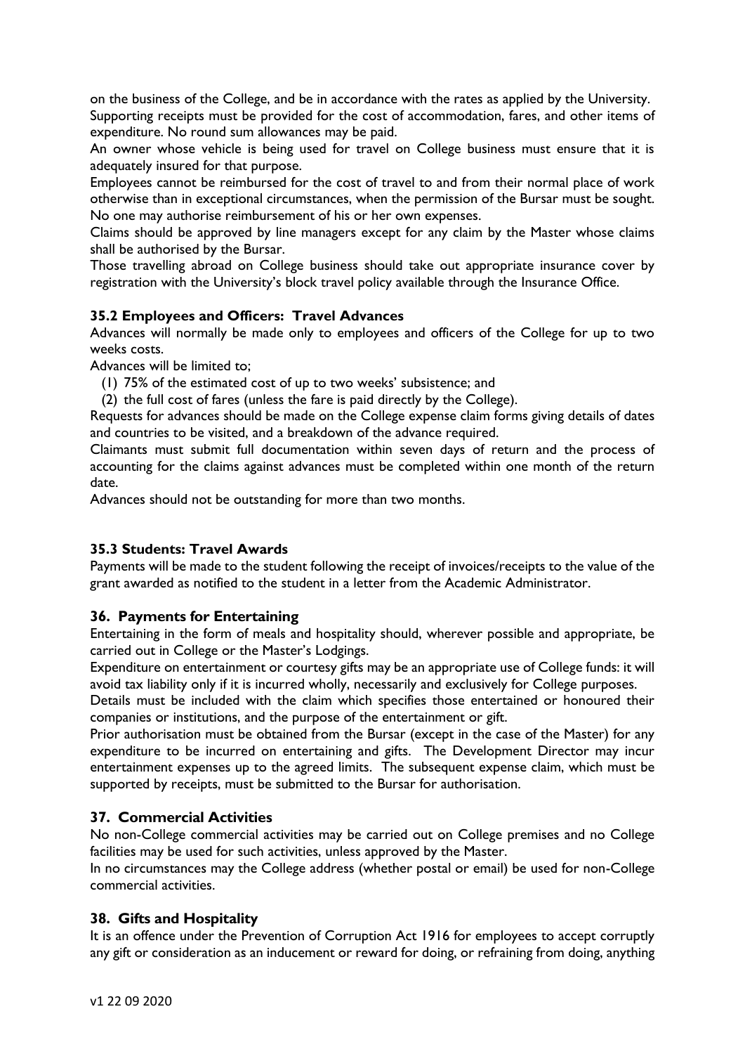on the business of the College, and be in accordance with the rates as applied by the University. Supporting receipts must be provided for the cost of accommodation, fares, and other items of expenditure. No round sum allowances may be paid.

An owner whose vehicle is being used for travel on College business must ensure that it is adequately insured for that purpose.

Employees cannot be reimbursed for the cost of travel to and from their normal place of work otherwise than in exceptional circumstances, when the permission of the Bursar must be sought. No one may authorise reimbursement of his or her own expenses.

Claims should be approved by line managers except for any claim by the Master whose claims shall be authorised by the Bursar.

Those travelling abroad on College business should take out appropriate insurance cover by registration with the University's block travel policy available through the Insurance Office.

### 35.2 Employees and Officers: Travel Advances

Advances will normally be made only to employees and officers of the College for up to two weeks costs.

Advances will be limited to;

(1) 75% of the estimated cost of up to two weeks' subsistence; and
(2) the full cost of fares (unless the fare is paid directly by the College).

Requests for advances should be made on the College expense claim forms giving details of dates and countries to be visited, and a breakdown of the advance required.

Claimants must submit full documentation within seven days of return and the process of accounting for the claims against advances must be completed within one month of the return date.

Advances should not be outstanding for more than two months.

### 35.3 Students: Travel Awards

Payments will be made to the student following the receipt of invoices/receipts to the value of the grant awarded as notified to the student in a letter from the Academic Administrator.

## 36. Payments for Entertaining

Entertaining in the form of meals and hospitality should, wherever possible and appropriate, be carried out in College or the Master's Lodgings.

Expenditure on entertainment or courtesy gifts may be an appropriate use of College funds: it will avoid tax liability only if it is incurred wholly, necessarily and exclusively for College purposes.

Details must be included with the claim which specifies those entertained or honoured their companies or institutions, and the purpose of the entertainment or gift.

Prior authorisation must be obtained from the Bursar (except in the case of the Master) for any expenditure to be incurred on entertaining and gifts. The Development Director may incur entertainment expenses up to the agreed limits. The subsequent expense claim, which must be supported by receipts, must be submitted to the Bursar for authorisation.

## 37. Commercial Activities

No non-College commercial activities may be carried out on College premises and no College facilities may be used for such activities, unless approved by the Master.

In no circumstances may the College address (whether postal or email) be used for non-College commercial activities.

## 38. Gifts and Hospitality

It is an offence under the Prevention of Corruption Act 1916 for employees to accept corruptly any gift or consideration as an inducement or reward for doing, or refraining from doing, anything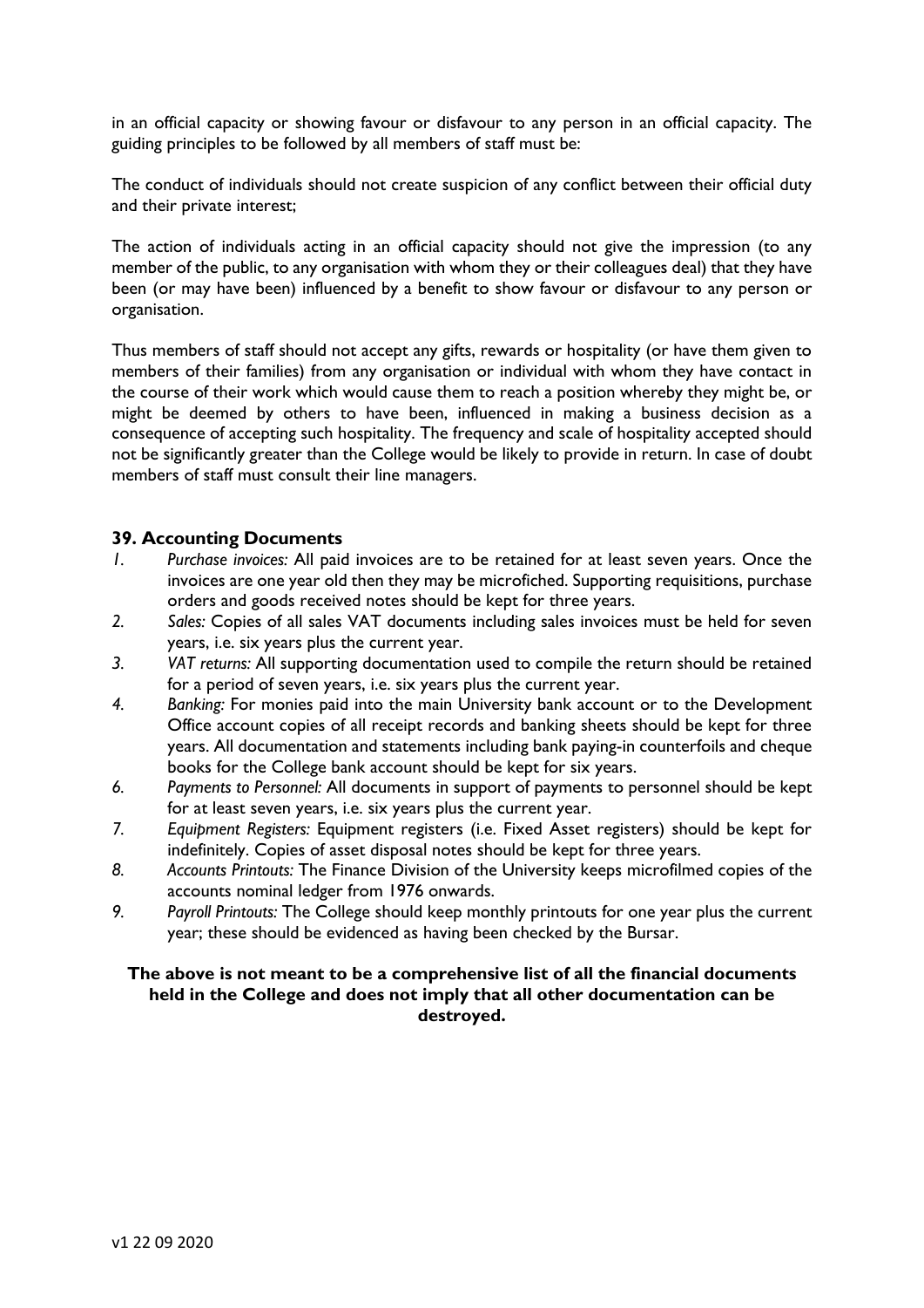in an official capacity or showing favour or disfavour to any person in an official capacity. The guiding principles to be followed by all members of staff must be:

The conduct of individuals should not create suspicion of any conflict between their official duty and their private interest;

The action of individuals acting in an official capacity should not give the impression (to any member of the public, to any organisation with whom they or their colleagues deal) that they have been (or may have been) influenced by a benefit to show favour or disfavour to any person or organisation.

Thus members of staff should not accept any gifts, rewards or hospitality (or have them given to members of their families) from any organisation or individual with whom they have contact in the course of their work which would cause them to reach a position whereby they might be, or might be deemed by others to have been, influenced in making a business decision as a consequence of accepting such hospitality. The frequency and scale of hospitality accepted should not be significantly greater than the College would be likely to provide in return. In case of doubt members of staff must consult their line managers.

### 39. Accounting Documents

1. *Purchase invoices:* All paid invoices are to be retained for at least seven years. Once the invoices are one year old then they may be microfiched. Supporting requisitions, purchase orders and goods received notes should be kept for three years.
2. *Sales:* Copies of all sales VAT documents including sales invoices must be held for seven years, i.e. six years plus the current year.
3. *VAT returns:* All supporting documentation used to compile the return should be retained for a period of seven years, i.e. six years plus the current year.
4. *Banking:* For monies paid into the main University bank account or to the Development Office account copies of all receipt records and banking sheets should be kept for three years. All documentation and statements including bank paying-in counterfoils and cheque books for the College bank account should be kept for six years.

6. *Payments to Personnel:* All documents in support of payments to personnel should be kept for at least seven years, i.e. six years plus the current year.
7. *Equipment Registers:* Equipment registers (i.e. Fixed Asset registers) should be kept for indefinitely. Copies of asset disposal notes should be kept for three years.
8. *Accounts Printouts:* The Finance Division of the University keeps microfilmed copies of the accounts nominal ledger from 1976 onwards.
9. *Payroll Printouts:* The College should keep monthly printouts for one year plus the current year; these should be evidenced as having been checked by the Bursar.

**The above is not meant to be a comprehensive list of all the financial documents held in the College and does not imply that all other documentation can be destroyed.**